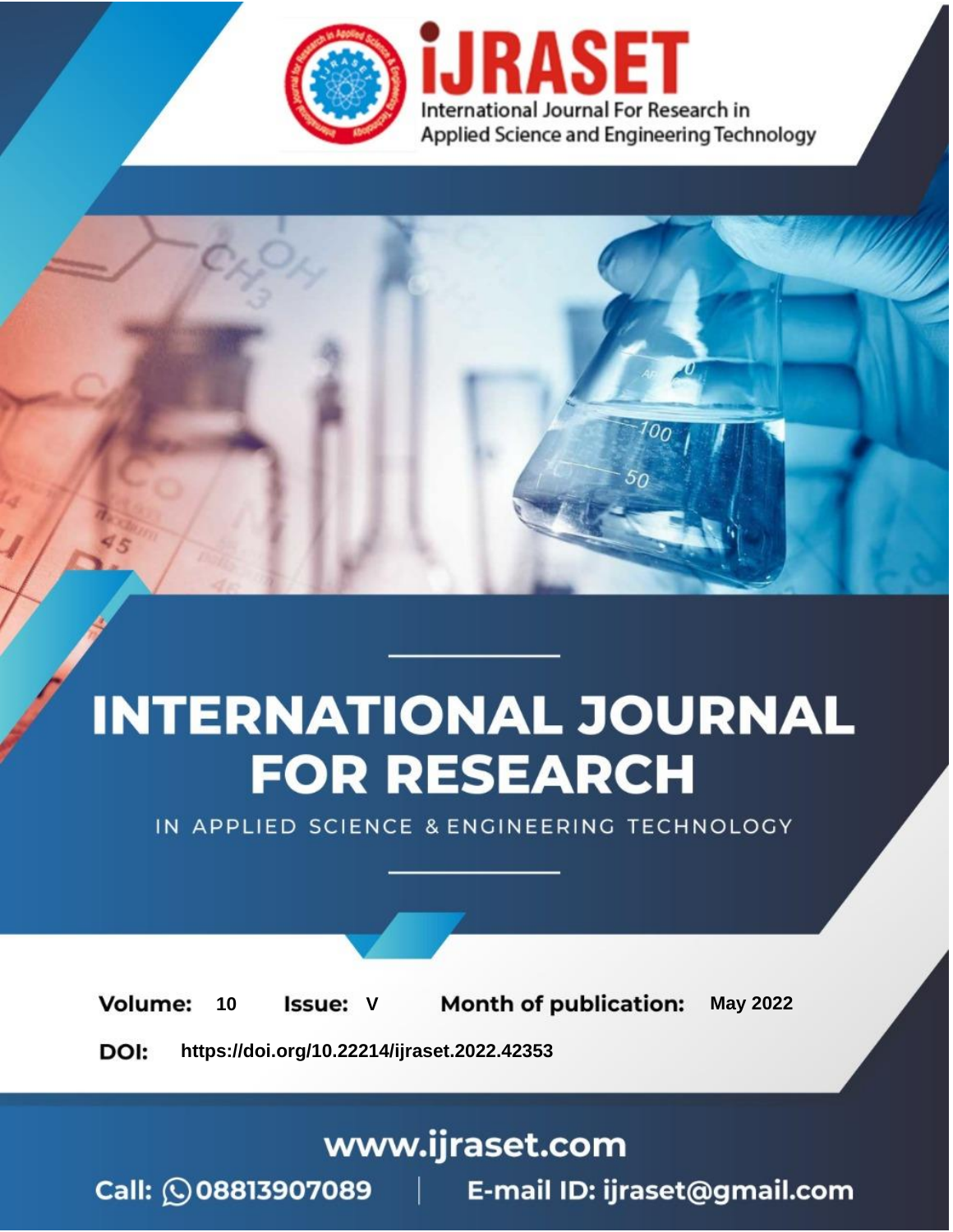# iJRASET

International Journal For Research in Applied Science and Engineering Technology

# INTERNATIONAL JOURNAL FOR RESEARCH

IN APPLIED SCIENCE & ENGINEERING TECHNOLOGY

**Volume:** 10 **Issue:** V **Month of publication:** May 2022

**DOI:** https://doi.org/10.22214/ijraset.2022.42353

www.ijraset.com

Call: 08813907089 | E-mail ID: ijraset@gmail.com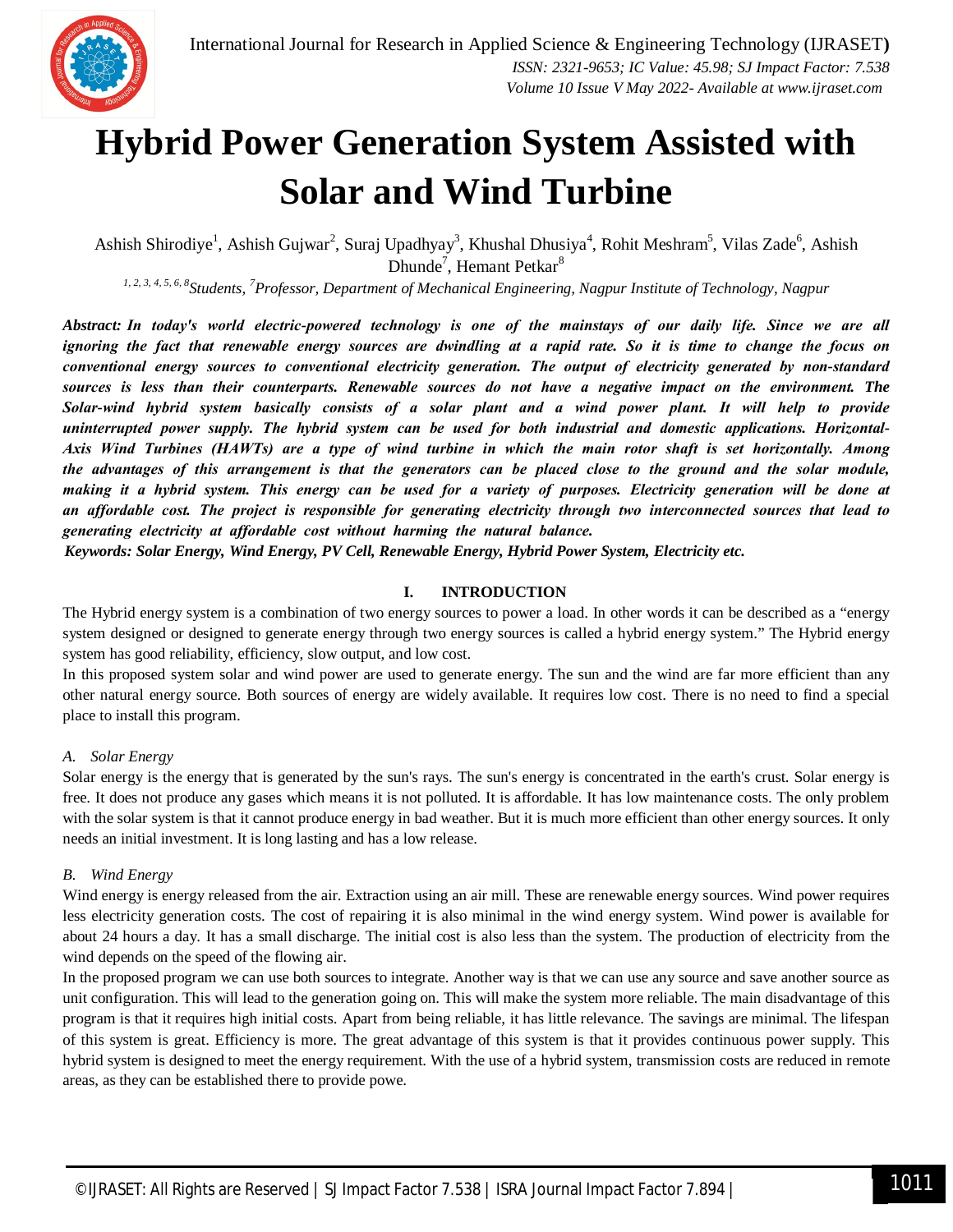# Hybrid Power Generation System Assisted with Solar and Wind Turbine

Ashish Shirodiye[1], Ashish Gujwar[2], Suraj Upadhyay[3], Khushal Dhusiya[4], Rohit Meshram[5], Vilas Zade[6], Ashish Dhunde[7], Hemant Petkar[8]

*[1, 2, 3, 4, 5, 6, 8]Students, [7]Professor, Department of Mechanical Engineering, Nagpur Institute of Technology, Nagpur*

***Abstract:** In today's world electric-powered technology is one of the mainstays of our daily life. Since we are all ignoring the fact that renewable energy sources are dwindling at a rapid rate. So it is time to change the focus on conventional energy sources to conventional electricity generation. The output of electricity generated by non-standard sources is less than their counterparts. Renewable sources do not have a negative impact on the environment. The Solar-wind hybrid system basically consists of a solar plant and a wind power plant. It will help to provide uninterrupted power supply. The hybrid system can be used for both industrial and domestic applications. Horizontal-Axis Wind Turbines (HAWTs) are a type of wind turbine in which the main rotor shaft is set horizontally. Among the advantages of this arrangement is that the generators can be placed close to the ground and the solar module, making it a hybrid system. This energy can be used for a variety of purposes. Electricity generation will be done at an affordable cost. The project is responsible for generating electricity through two interconnected sources that lead to generating electricity at affordable cost without harming the natural balance.*

***Keywords:** Solar Energy, Wind Energy, PV Cell, Renewable Energy, Hybrid Power System, Electricity etc.*

## I. INTRODUCTION

The Hybrid energy system is a combination of two energy sources to power a load. In other words it can be described as a "energy system designed or designed to generate energy through two energy sources is called a hybrid energy system." The Hybrid energy system has good reliability, efficiency, slow output, and low cost.

In this proposed system solar and wind power are used to generate energy. The sun and the wind are far more efficient than any other natural energy source. Both sources of energy are widely available. It requires low cost. There is no need to find a special place to install this program.

### A. Solar Energy

Solar energy is the energy that is generated by the sun's rays. The sun's energy is concentrated in the earth's crust. Solar energy is free. It does not produce any gases which means it is not polluted. It is affordable. It has low maintenance costs. The only problem with the solar system is that it cannot produce energy in bad weather. But it is much more efficient than other energy sources. It only needs an initial investment. It is long lasting and has a low release.

### B. Wind Energy

Wind energy is energy released from the air. Extraction using an air mill. These are renewable energy sources. Wind power requires less electricity generation costs. The cost of repairing it is also minimal in the wind energy system. Wind power is available for about 24 hours a day. It has a small discharge. The initial cost is also less than the system. The production of electricity from the wind depends on the speed of the flowing air.

In the proposed program we can use both sources to integrate. Another way is that we can use any source and save another source as unit configuration. This will lead to the generation going on. This will make the system more reliable. The main disadvantage of this program is that it requires high initial costs. Apart from being reliable, it has little relevance. The savings are minimal. The lifespan of this system is great. Efficiency is more. The great advantage of this system is that it provides continuous power supply. This hybrid system is designed to meet the energy requirement. With the use of a hybrid system, transmission costs are reduced in remote areas, as they can be established there to provide powe.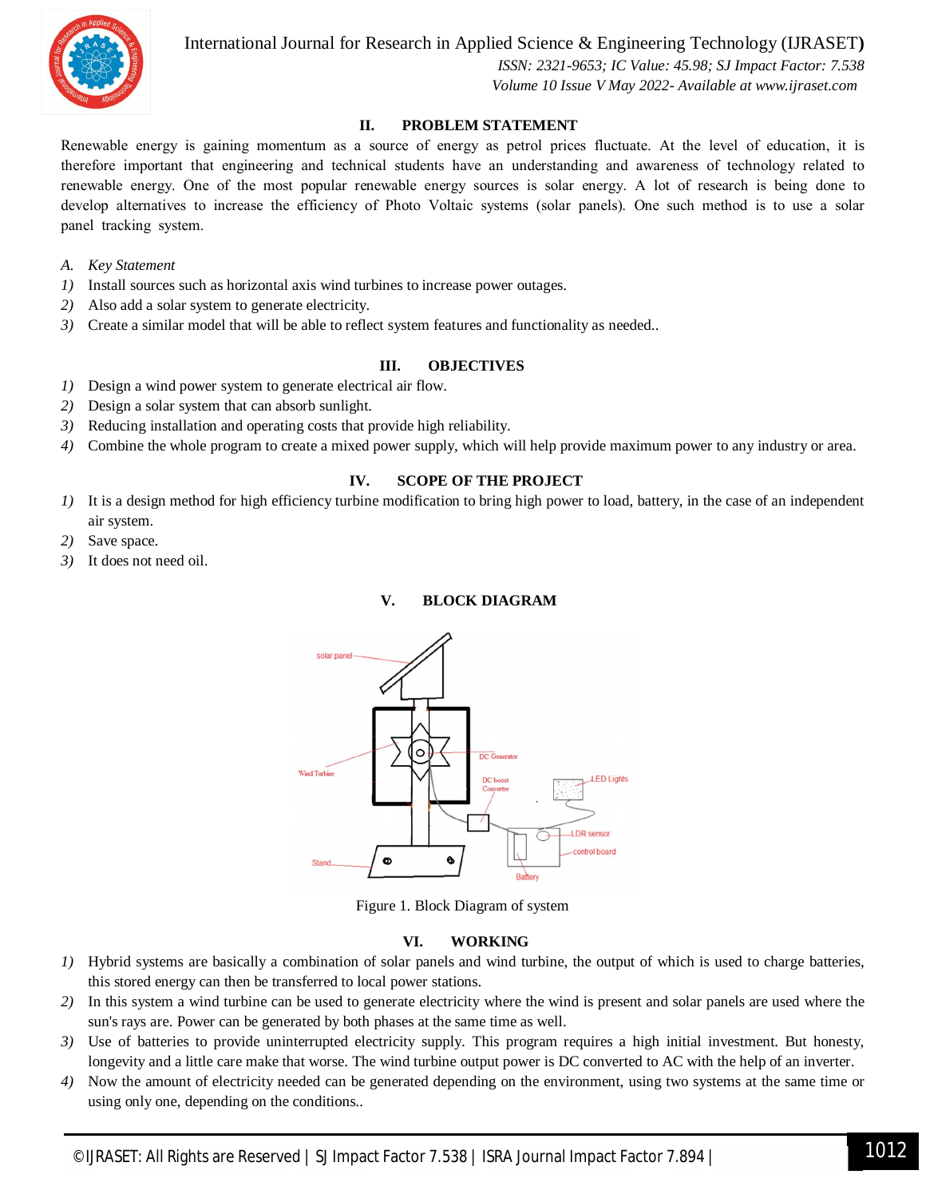## II. PROBLEM STATEMENT

Renewable energy is gaining momentum as a source of energy as petrol prices fluctuate. At the level of education, it is therefore important that engineering and technical students have an understanding and awareness of technology related to renewable energy. One of the most popular renewable energy sources is solar energy. A lot of research is being done to develop alternatives to increase the efficiency of Photo Voltaic systems (solar panels). One such method is to use a solar panel tracking system.

### *A. Key Statement*

1) Install sources such as horizontal axis wind turbines to increase power outages.
2) Also add a solar system to generate electricity.
3) Create a similar model that will be able to reflect system features and functionality as needed..

## III. OBJECTIVES

1) Design a wind power system to generate electrical air flow.
2) Design a solar system that can absorb sunlight.
3) Reducing installation and operating costs that provide high reliability.
4) Combine the whole program to create a mixed power supply, which will help provide maximum power to any industry or area.

## IV. SCOPE OF THE PROJECT

1) It is a design method for high efficiency turbine modification to bring high power to load, battery, in the case of an independent air system.
2) Save space.
3) It does not need oil.

## V. BLOCK DIAGRAM

solar panel, Wind Turbine, DC Generator, DC boost Converter, LED Lights, LDR sensor, control board, Battery, Stand

Figure 1. Block Diagram of system

## VI. WORKING

1) Hybrid systems are basically a combination of solar panels and wind turbine, the output of which is used to charge batteries, this stored energy can then be transferred to local power stations.
2) In this system a wind turbine can be used to generate electricity where the wind is present and solar panels are used where the sun's rays are. Power can be generated by both phases at the same time as well.
3) Use of batteries to provide uninterrupted electricity supply. This program requires a high initial investment. But honesty, longevity and a little care make that worse. The wind turbine output power is DC converted to AC with the help of an inverter.
4) Now the amount of electricity needed can be generated depending on the environment, using two systems at the same time or using only one, depending on the conditions..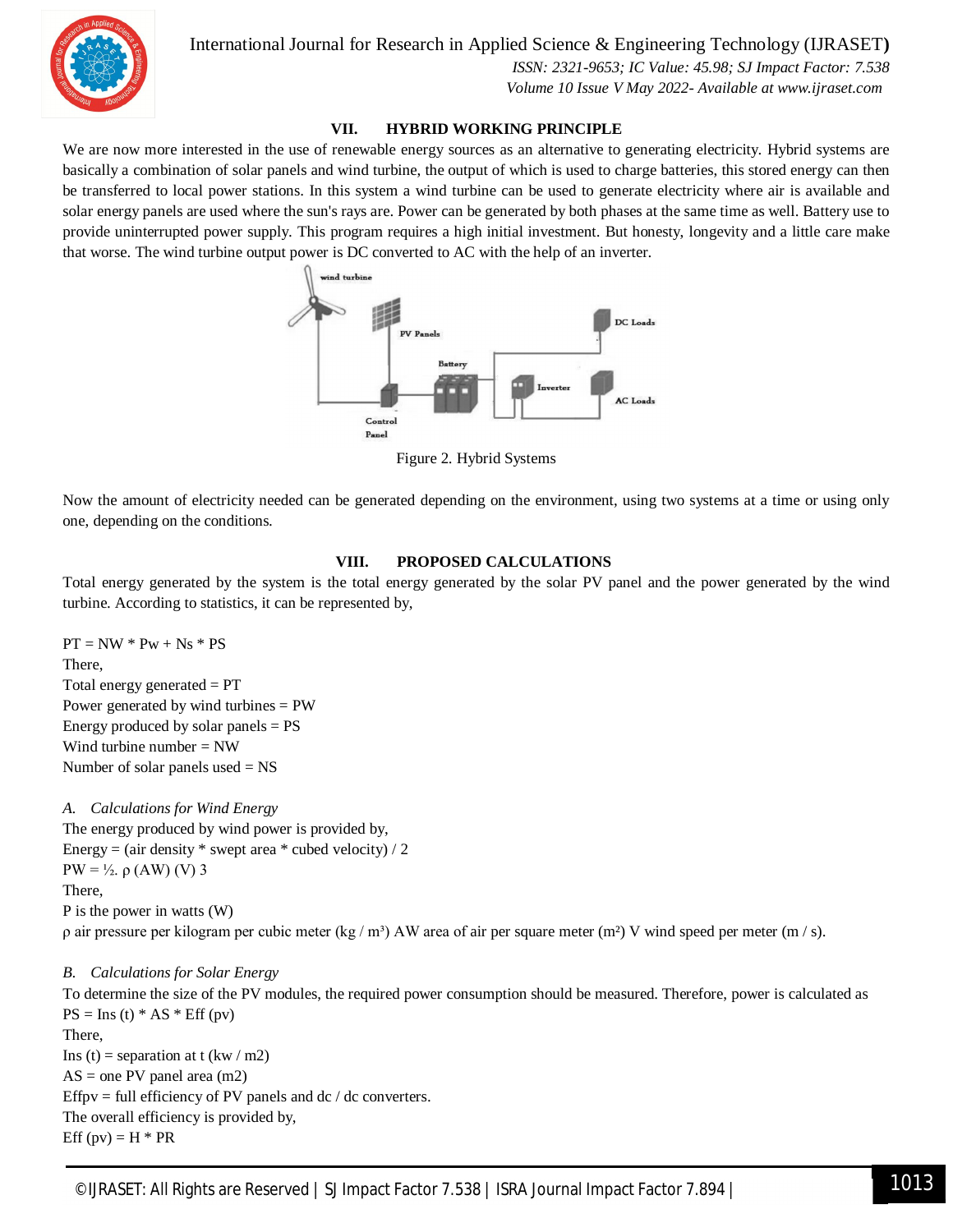## VII. HYBRID WORKING PRINCIPLE

We are now more interested in the use of renewable energy sources as an alternative to generating electricity. Hybrid systems are basically a combination of solar panels and wind turbine, the output of which is used to charge batteries, this stored energy can then be transferred to local power stations. In this system a wind turbine can be used to generate electricity where air is available and solar energy panels are used where the sun's rays are. Power can be generated by both phases at the same time as well. Battery use to provide uninterrupted power supply. This program requires a high initial investment. But honesty, longevity and a little care make that worse. The wind turbine output power is DC converted to AC with the help of an inverter.

Figure 2. Hybrid Systems

Now the amount of electricity needed can be generated depending on the environment, using two systems at a time or using only one, depending on the conditions.

## VIII. PROPOSED CALCULATIONS

Total energy generated by the system is the total energy generated by the solar PV panel and the power generated by the wind turbine. According to statistics, it can be represented by,

PT = NW * Pw + Ns * PS

There,

Total energy generated = PT

Power generated by wind turbines = PW

Energy produced by solar panels = PS

Wind turbine number = NW

Number of solar panels used = NS

### *A. Calculations for Wind Energy*

The energy produced by wind power is provided by,

Energy = (air density * swept area * cubed velocity) / 2

PW = ½. ρ (AW) (V) 3

There,

P is the power in watts (W)

ρ air pressure per kilogram per cubic meter (kg / m³) AW area of air per square meter (m²) V wind speed per meter (m / s).

### *B. Calculations for Solar Energy*

To determine the size of the PV modules, the required power consumption should be measured. Therefore, power is calculated as

PS = Ins (t) * AS * Eff (pv)

There,

Ins (t) = separation at t (kw / m2)

AS = one PV panel area (m2)

Effpv = full efficiency of PV panels and dc / dc converters.

The overall efficiency is provided by,

Eff (pv) = H * PR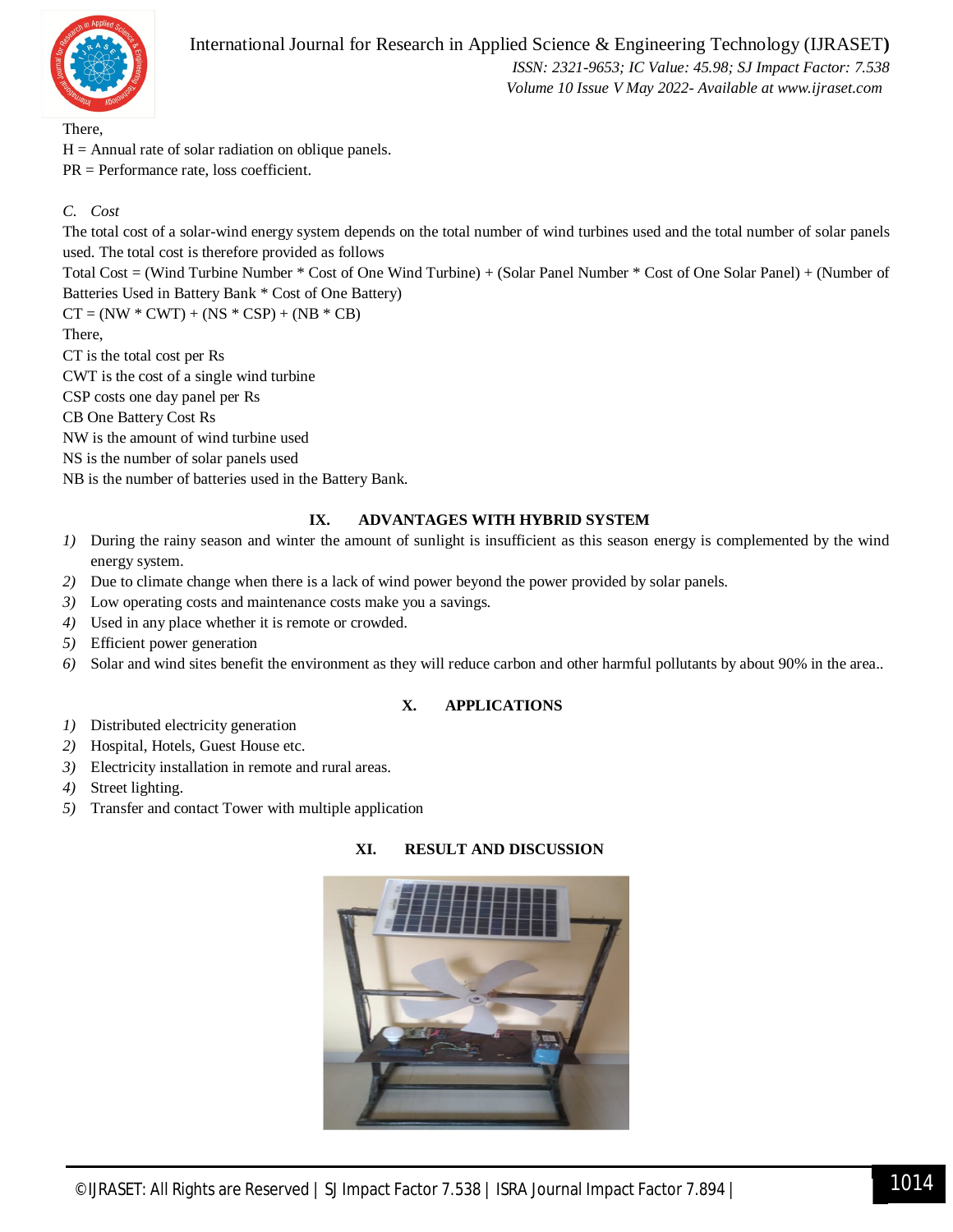There,

H = Annual rate of solar radiation on oblique panels.

PR = Performance rate, loss coefficient.

### *C. Cost*

The total cost of a solar-wind energy system depends on the total number of wind turbines used and the total number of solar panels used. The total cost is therefore provided as follows

Total Cost = (Wind Turbine Number * Cost of One Wind Turbine) + (Solar Panel Number * Cost of One Solar Panel) + (Number of Batteries Used in Battery Bank * Cost of One Battery)

CT = (NW * CWT) + (NS * CSP) + (NB * CB)

There,

CT is the total cost per Rs

CWT is the cost of a single wind turbine

CSP costs one day panel per Rs

CB One Battery Cost Rs

NW is the amount of wind turbine used

NS is the number of solar panels used

NB is the number of batteries used in the Battery Bank.

## IX. ADVANTAGES WITH HYBRID SYSTEM

1) During the rainy season and winter the amount of sunlight is insufficient as this season energy is complemented by the wind energy system.
2) Due to climate change when there is a lack of wind power beyond the power provided by solar panels.
3) Low operating costs and maintenance costs make you a savings.
4) Used in any place whether it is remote or crowded.
5) Efficient power generation
6) Solar and wind sites benefit the environment as they will reduce carbon and other harmful pollutants by about 90% in the area..

## X. APPLICATIONS

1) Distributed electricity generation
2) Hospital, Hotels, Guest House etc.
3) Electricity installation in remote and rural areas.
4) Street lighting.
5) Transfer and contact Tower with multiple application

## XI. RESULT AND DISCUSSION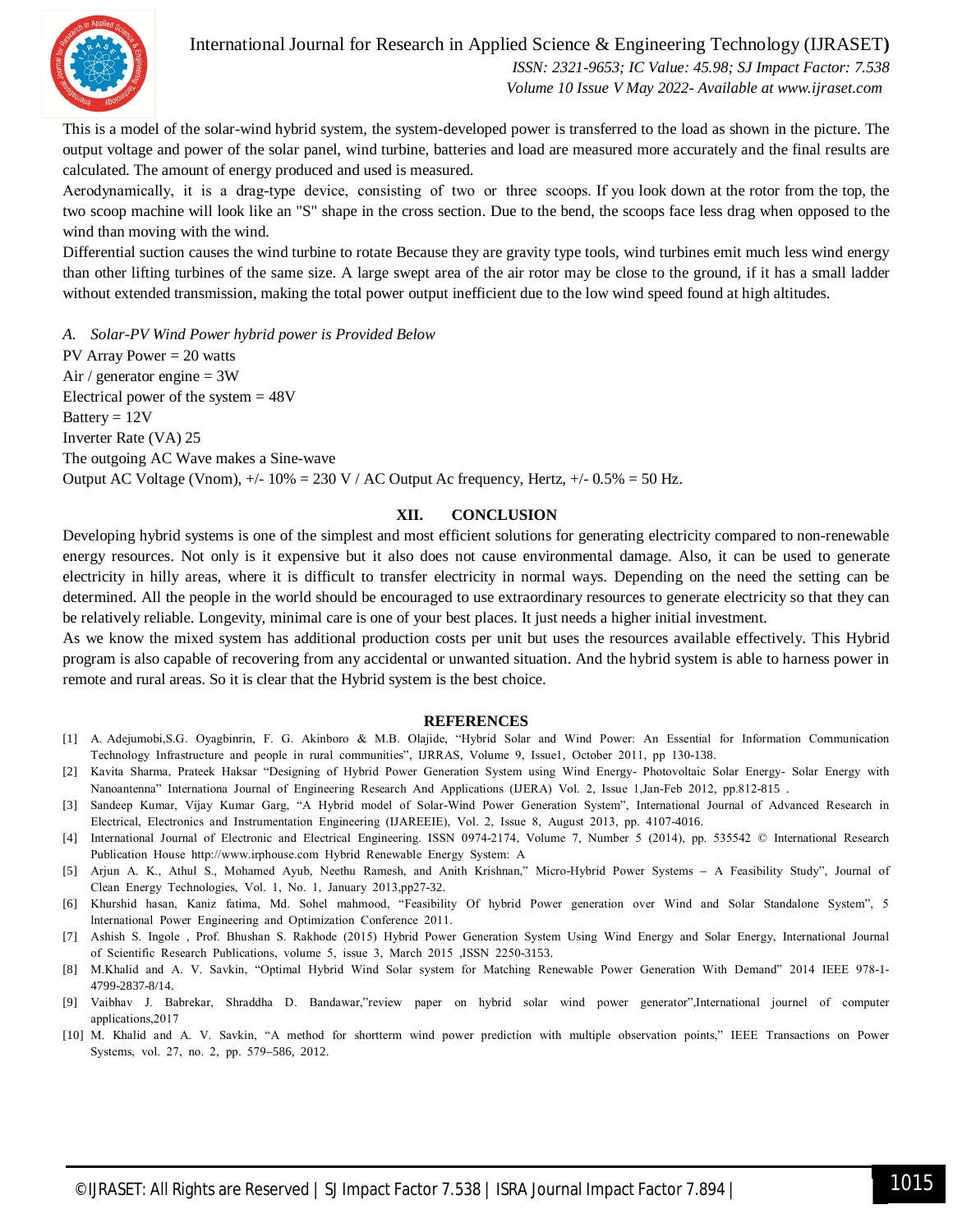This is a model of the solar-wind hybrid system, the system-developed power is transferred to the load as shown in the picture. The output voltage and power of the solar panel, wind turbine, batteries and load are measured more accurately and the final results are calculated. The amount of energy produced and used is measured.

Aerodynamically, it is a drag-type device, consisting of two or three scoops. If you look down at the rotor from the top, the two scoop machine will look like an "S" shape in the cross section. Due to the bend, the scoops face less drag when opposed to the wind than moving with the wind.

Differential suction causes the wind turbine to rotate Because they are gravity type tools, wind turbines emit much less wind energy than other lifting turbines of the same size. A large swept area of the air rotor may be close to the ground, if it has a small ladder without extended transmission, making the total power output inefficient due to the low wind speed found at high altitudes.

### *A. Solar-PV Wind Power hybrid power is Provided Below*

PV Array Power = 20 watts

Air / generator engine = 3W

Electrical power of the system = 48V

Battery = 12V

Inverter Rate (VA) 25

The outgoing AC Wave makes a Sine-wave

Output AC Voltage (Vnom), +/- 10% = 230 V / AC Output Ac frequency, Hertz, +/- 0.5% = 50 Hz.

## XII. CONCLUSION

Developing hybrid systems is one of the simplest and most efficient solutions for generating electricity compared to non-renewable energy resources. Not only is it expensive but it also does not cause environmental damage. Also, it can be used to generate electricity in hilly areas, where it is difficult to transfer electricity in normal ways. Depending on the need the setting can be determined. All the people in the world should be encouraged to use extraordinary resources to generate electricity so that they can be relatively reliable. Longevity, minimal care is one of your best places. It just needs a higher initial investment.

As we know the mixed system has additional production costs per unit but uses the resources available effectively. This Hybrid program is also capable of recovering from any accidental or unwanted situation. And the hybrid system is able to harness power in remote and rural areas. So it is clear that the Hybrid system is the best choice.

## REFERENCES

[1] A. Adejumobi,S.G. Oyagbinrin, F. G. Akinboro & M.B. Olajide, "Hybrid Solar and Wind Power: An Essential for Information Communication Technology Infrastructure and people in rural communities", IJRRAS, Volume 9, Issue1, October 2011, pp 130-138.

[2] Kavita Sharma, Prateek Haksar "Designing of Hybrid Power Generation System using Wind Energy- Photovoltaic Solar Energy- Solar Energy with Nanoantenna" Internationa Journal of Engineering Research And Applications (IJERA) Vol. 2, Issue 1,Jan-Feb 2012, pp.812-815 .

[3] Sandeep Kumar, Vijay Kumar Garg, "A Hybrid model of Solar-Wind Power Generation System", International Journal of Advanced Research in Electrical, Electronics and Instrumentation Engineering (IJAREEIE), Vol. 2, Issue 8, August 2013, pp. 4107-4016.

[4] International Journal of Electronic and Electrical Engineering. ISSN 0974-2174, Volume 7, Number 5 (2014), pp. 535542 © International Research Publication House http://www.irphouse.com Hybrid Renewable Energy System: A

[5] Arjun A. K., Athul S., Mohamed Ayub, Neethu Ramesh, and Anith Krishnan," Micro-Hybrid Power Systems – A Feasibility Study", Journal of Clean Energy Technologies, Vol. 1, No. 1, January 2013,pp27-32.

[6] Khurshid hasan, Kaniz fatima, Md. Sohel mahmood, "Feasibility Of hybrid Power generation over Wind and Solar Standalone System", 5 lnternational Power Engineering and Optimization Conference 2011.

[7] Ashish S. Ingole , Prof. Bhushan S. Rakhode (2015) Hybrid Power Generation System Using Wind Energy and Solar Energy, International Journal of Scientific Research Publications, volume 5, issue 3, March 2015 ,ISSN 2250-3153.

[8] M.Khalid and A. V. Savkin, "Optimal Hybrid Wind Solar system for Matching Renewable Power Generation With Demand" 2014 IEEE 978-1-4799-2837-8/14.

[9] Vaibhav J. Babrekar, Shraddha D. Bandawar,"review paper on hybrid solar wind power generator",International journel of computer applications,2017

[10] M. Khalid and A. V. Savkin, "A method for shortterm wind power prediction with multiple observation points," IEEE Transactions on Power Systems, vol. 27, no. 2, pp. 579–586, 2012.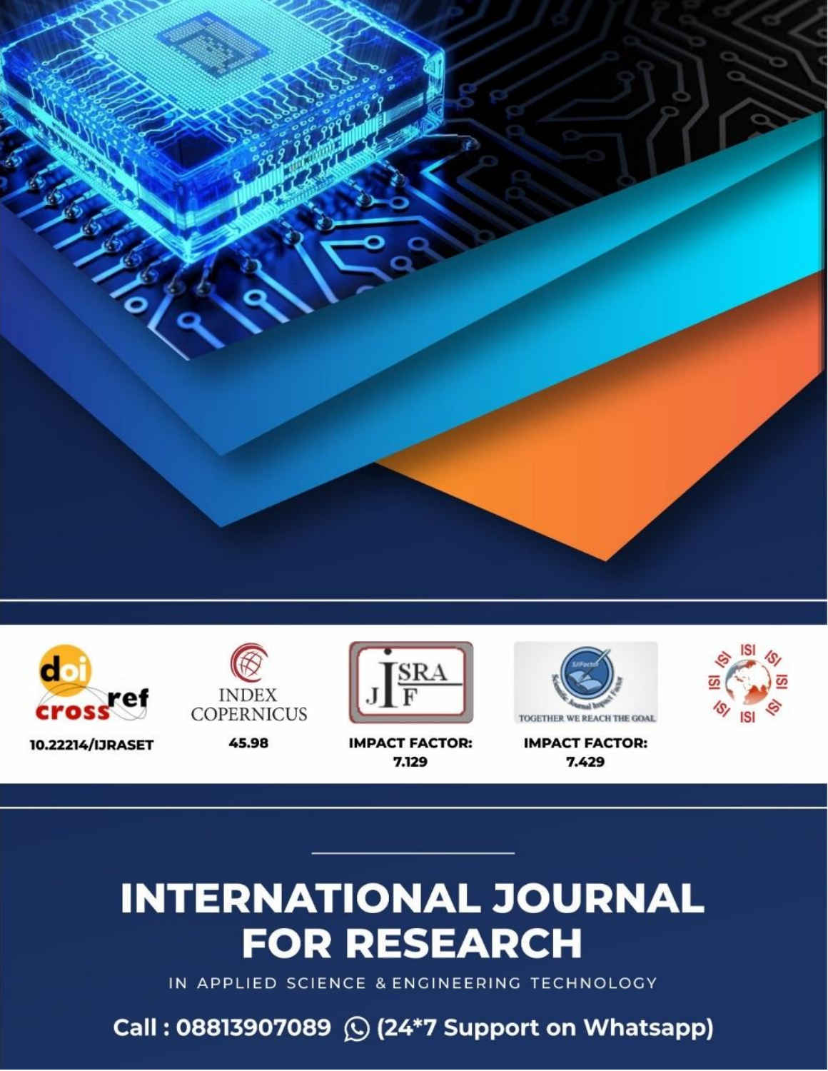10.22214/IJRASET

45.98

IMPACT FACTOR: 7.129

IMPACT FACTOR: 7.429

# INTERNATIONAL JOURNAL FOR RESEARCH

IN APPLIED SCIENCE & ENGINEERING TECHNOLOGY

Call : 08813907089 (24*7 Support on Whatsapp)